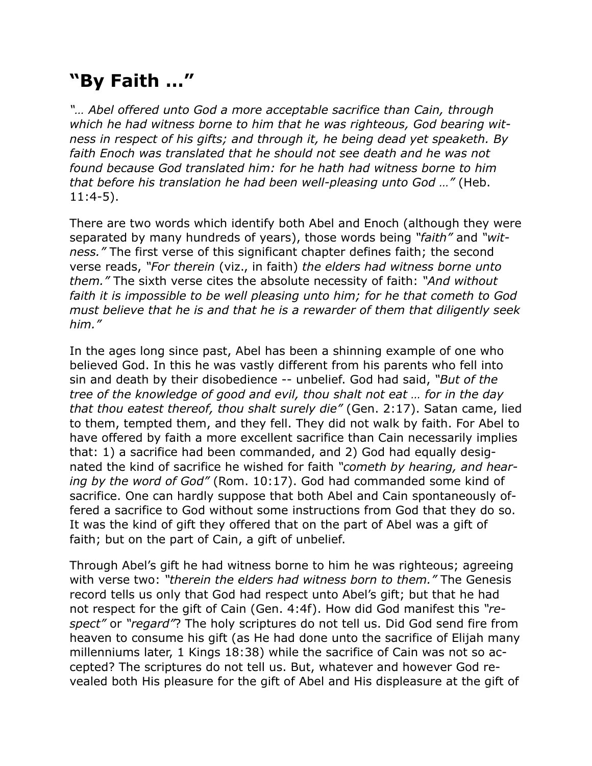# "By Faith …"

*"… Abel offered unto God a more acceptable sacrifice than Cain, through which he had witness borne to him that he was righteous, God bearing witness in respect of his gifts; and through it, he being dead yet speaketh. By faith Enoch was translated that he should not see death and he was not found because God translated him: for he hath had witness borne to him that before his translation he had been well-pleasing unto God …"* (Heb. 11:4-5).

There are two words which identify both Abel and Enoch (although they were separated by many hundreds of years), those words being *"faith"* and *"witness."* The first verse of this significant chapter defines faith; the second verse reads, *"For therein* (viz., in faith) *the elders had witness borne unto them."* The sixth verse cites the absolute necessity of faith: *"And without faith it is impossible to be well pleasing unto him; for he that cometh to God must believe that he is and that he is a rewarder of them that diligently seek him."*

In the ages long since past, Abel has been a shinning example of one who believed God. In this he was vastly different from his parents who fell into sin and death by their disobedience -- unbelief. God had said, *"But of the tree of the knowledge of good and evil, thou shalt not eat … for in the day that thou eatest thereof, thou shalt surely die"* (Gen. 2:17). Satan came, lied to them, tempted them, and they fell. They did not walk by faith. For Abel to have offered by faith a more excellent sacrifice than Cain necessarily implies that: 1) a sacrifice had been commanded, and 2) God had equally designated the kind of sacrifice he wished for faith *"cometh by hearing, and hearing by the word of God"* (Rom. 10:17). God had commanded some kind of sacrifice. One can hardly suppose that both Abel and Cain spontaneously offered a sacrifice to God without some instructions from God that they do so. It was the kind of gift they offered that on the part of Abel was a gift of faith; but on the part of Cain, a gift of unbelief.

Through Abel's gift he had witness borne to him he was righteous; agreeing with verse two: *"therein the elders had witness born to them."* The Genesis record tells us only that God had respect unto Abel's gift; but that he had not respect for the gift of Cain (Gen. 4:4f). How did God manifest this *"respect"* or *"regard"*? The holy scriptures do not tell us. Did God send fire from heaven to consume his gift (as He had done unto the sacrifice of Elijah many millenniums later, 1 Kings 18:38) while the sacrifice of Cain was not so accepted? The scriptures do not tell us. But, whatever and however God revealed both His pleasure for the gift of Abel and His displeasure at the gift of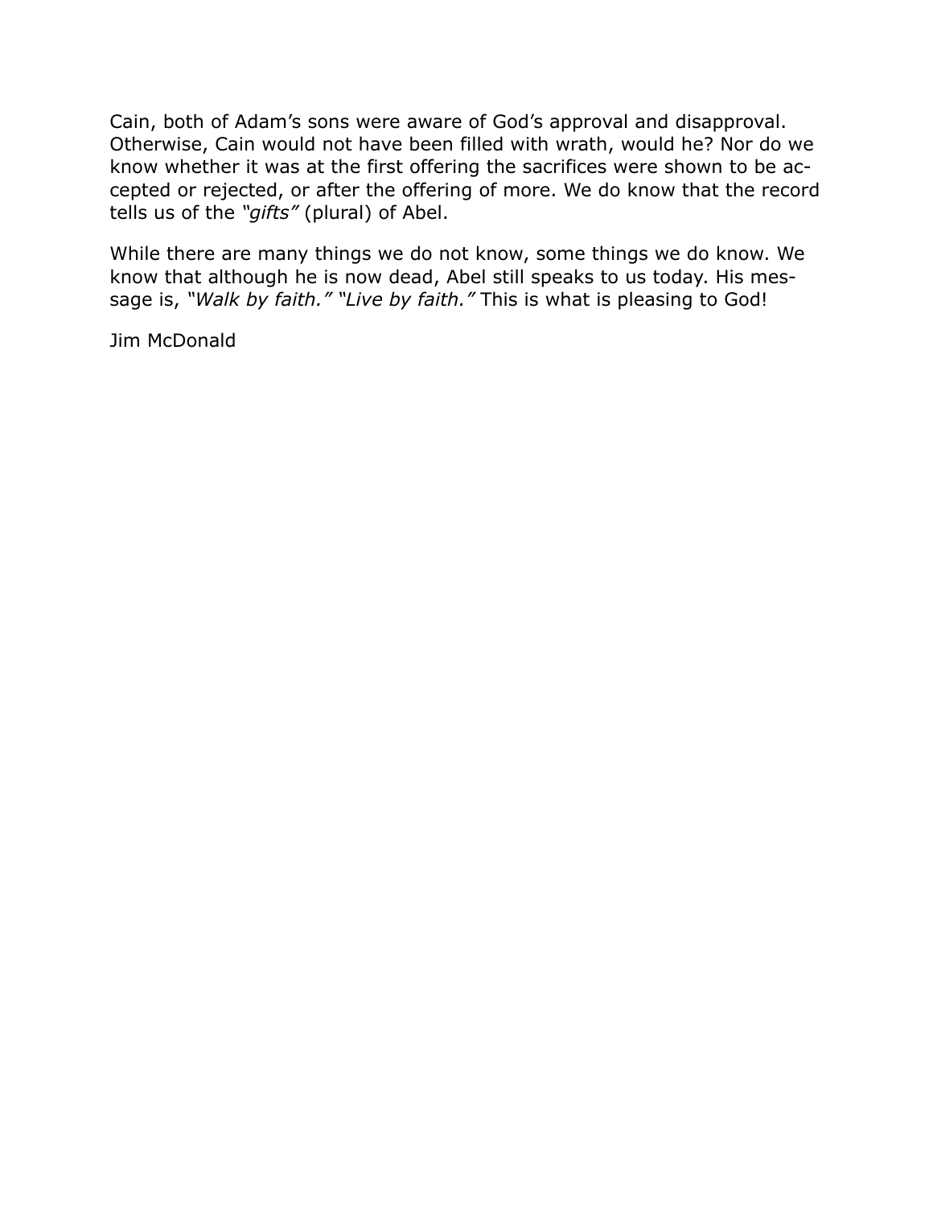Cain, both of Adam's sons were aware of God's approval and disapproval. Otherwise, Cain would not have been filled with wrath, would he? Nor do we know whether it was at the first offering the sacrifices were shown to be accepted or rejected, or after the offering of more. We do know that the record tells us of the *"gifts"* (plural) of Abel.

While there are many things we do not know, some things we do know. We know that although he is now dead, Abel still speaks to us today. His message is, *"Walk by faith." "Live by faith."* This is what is pleasing to God!

Jim McDonald